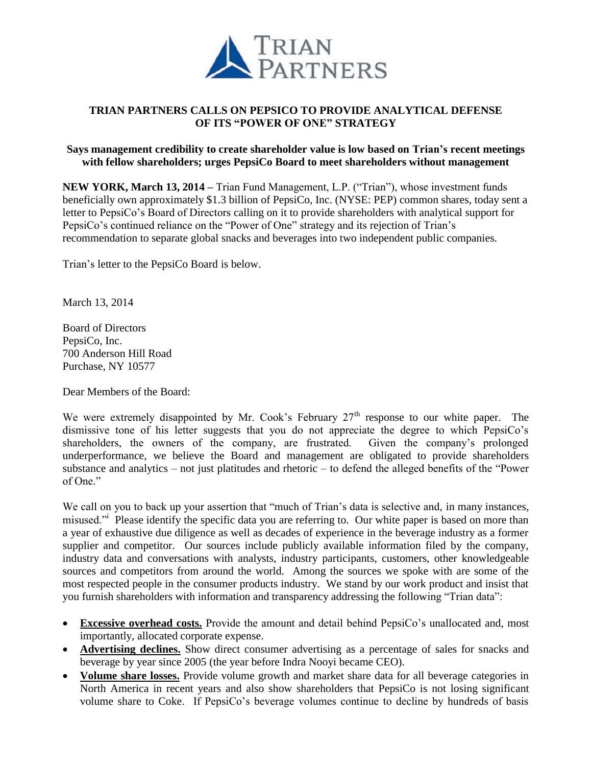# TRIAN PARTNERS CALLS ON PEPSICO TO PROVIDE ANALYTICAL DEFENSE OF ITS "POWER OF ONE" STRATEGY

**Says management credibility to create shareholder value is low based on Trian's recent meetings with fellow shareholders; urges PepsiCo Board to meet shareholders without management**

**NEW YORK, March 13, 2014 –** Trian Fund Management, L.P. ("Trian"), whose investment funds beneficially own approximately $1.3 billion of PepsiCo, Inc. (NYSE: PEP) common shares, today sent a letter to PepsiCo's Board of Directors calling on it to provide shareholders with analytical support for PepsiCo's continued reliance on the "Power of One" strategy and its rejection of Trian's recommendation to separate global snacks and beverages into two independent public companies.

Trian's letter to the PepsiCo Board is below.

March 13, 2014

Board of Directors
PepsiCo, Inc.
700 Anderson Hill Road
Purchase, NY 10577

Dear Members of the Board:

We were extremely disappointed by Mr. Cook's February 27th response to our white paper. The dismissive tone of his letter suggests that you do not appreciate the degree to which PepsiCo's shareholders, the owners of the company, are frustrated. Given the company's prolonged underperformance, we believe the Board and management are obligated to provide shareholders substance and analytics – not just platitudes and rhetoric – to defend the alleged benefits of the "Power of One."

We call on you to back up your assertion that "much of Trian's data is selective and, in many instances, misused."[i] Please identify the specific data you are referring to. Our white paper is based on more than a year of exhaustive due diligence as well as decades of experience in the beverage industry as a former supplier and competitor. Our sources include publicly available information filed by the company, industry data and conversations with analysts, industry participants, customers, other knowledgeable sources and competitors from around the world. Among the sources we spoke with are some of the most respected people in the consumer products industry. We stand by our work product and insist that you furnish shareholders with information and transparency addressing the following "Trian data":

- **Excessive overhead costs.** Provide the amount and detail behind PepsiCo's unallocated and, most importantly, allocated corporate expense.
- **Advertising declines.** Show direct consumer advertising as a percentage of sales for snacks and beverage by year since 2005 (the year before Indra Nooyi became CEO).
- **Volume share losses.** Provide volume growth and market share data for all beverage categories in North America in recent years and also show shareholders that PepsiCo is not losing significant volume share to Coke. If PepsiCo's beverage volumes continue to decline by hundreds of basis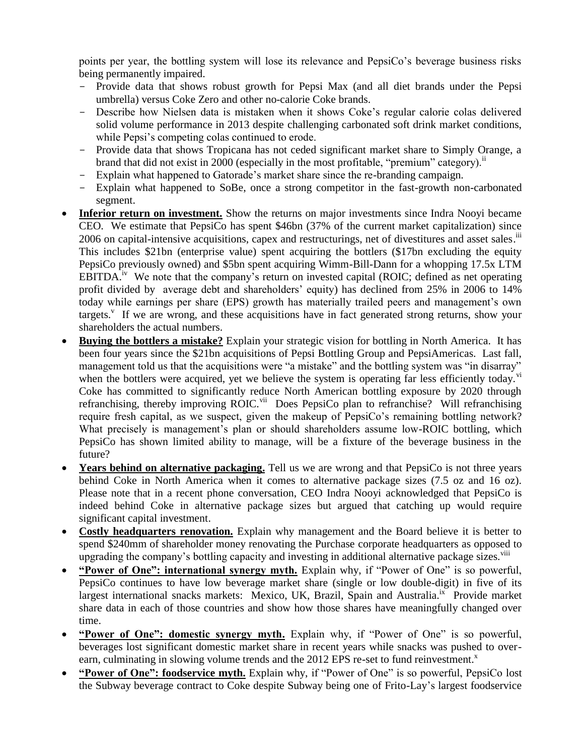points per year, the bottling system will lose its relevance and PepsiCo's beverage business risks being permanently impaired.

- Provide data that shows robust growth for Pepsi Max (and all diet brands under the Pepsi umbrella) versus Coke Zero and other no-calorie Coke brands.
- Describe how Nielsen data is mistaken when it shows Coke's regular calorie colas delivered solid volume performance in 2013 despite challenging carbonated soft drink market conditions, while Pepsi's competing colas continued to erode.
- Provide data that shows Tropicana has not ceded significant market share to Simply Orange, a brand that did not exist in 2000 (especially in the most profitable, "premium" category).[ii]
- Explain what happened to Gatorade's market share since the re-branding campaign.
- Explain what happened to SoBe, once a strong competitor in the fast-growth non-carbonated segment.

- **Inferior return on investment.** Show the returns on major investments since Indra Nooyi became CEO. We estimate that PepsiCo has spent $46bn (37% of the current market capitalization) since 2006 on capital-intensive acquisitions, capex and restructurings, net of divestitures and asset sales.[iii] This includes $21bn (enterprise value) spent acquiring the bottlers ($17bn excluding the equity PepsiCo previously owned) and $5bn spent acquiring Wimm-Bill-Dann for a whopping 17.5x LTM EBITDA.[iv] We note that the company's return on invested capital (ROIC; defined as net operating profit divided by average debt and shareholders' equity) has declined from 25% in 2006 to 14% today while earnings per share (EPS) growth has materially trailed peers and management's own targets.[v] If we are wrong, and these acquisitions have in fact generated strong returns, show your shareholders the actual numbers.
- **Buying the bottlers a mistake?** Explain your strategic vision for bottling in North America. It has been four years since the $21bn acquisitions of Pepsi Bottling Group and PepsiAmericas. Last fall, management told us that the acquisitions were "a mistake" and the bottling system was "in disarray" when the bottlers were acquired, yet we believe the system is operating far less efficiently today.[vi] Coke has committed to significantly reduce North American bottling exposure by 2020 through refranchising, thereby improving ROIC.[vii] Does PepsiCo plan to refranchise? Will refranchising require fresh capital, as we suspect, given the makeup of PepsiCo's remaining bottling network? What precisely is management's plan or should shareholders assume low-ROIC bottling, which PepsiCo has shown limited ability to manage, will be a fixture of the beverage business in the future?
- **Years behind on alternative packaging.** Tell us we are wrong and that PepsiCo is not three years behind Coke in North America when it comes to alternative package sizes (7.5 oz and 16 oz). Please note that in a recent phone conversation, CEO Indra Nooyi acknowledged that PepsiCo is indeed behind Coke in alternative package sizes but argued that catching up would require significant capital investment.
- **Costly headquarters renovation.** Explain why management and the Board believe it is better to spend $240mm of shareholder money renovating the Purchase corporate headquarters as opposed to upgrading the company's bottling capacity and investing in additional alternative package sizes.[viii]
- **"Power of One": international synergy myth.** Explain why, if "Power of One" is so powerful, PepsiCo continues to have low beverage market share (single or low double-digit) in five of its largest international snacks markets: Mexico, UK, Brazil, Spain and Australia.[ix] Provide market share data in each of those countries and show how those shares have meaningfully changed over time.
- **"Power of One": domestic synergy myth.** Explain why, if "Power of One" is so powerful, beverages lost significant domestic market share in recent years while snacks was pushed to over-earn, culminating in slowing volume trends and the 2012 EPS re-set to fund reinvestment.[x]
- **"Power of One": foodservice myth.** Explain why, if "Power of One" is so powerful, PepsiCo lost the Subway beverage contract to Coke despite Subway being one of Frito-Lay's largest foodservice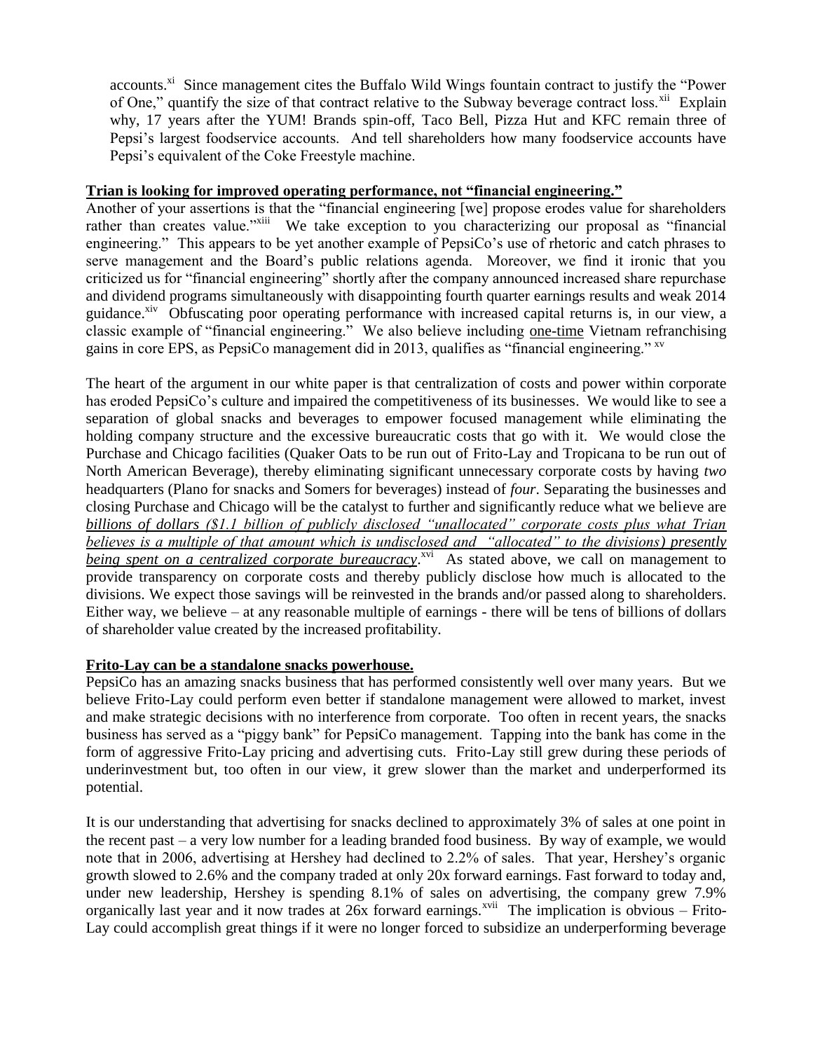accounts.[xi] Since management cites the Buffalo Wild Wings fountain contract to justify the "Power of One," quantify the size of that contract relative to the Subway beverage contract loss.[xii] Explain why, 17 years after the YUM! Brands spin-off, Taco Bell, Pizza Hut and KFC remain three of Pepsi's largest foodservice accounts. And tell shareholders how many foodservice accounts have Pepsi's equivalent of the Coke Freestyle machine.

**Trian is looking for improved operating performance, not "financial engineering."**

Another of your assertions is that the "financial engineering [we] propose erodes value for shareholders rather than creates value."[xiii] We take exception to you characterizing our proposal as "financial engineering." This appears to be yet another example of PepsiCo's use of rhetoric and catch phrases to serve management and the Board's public relations agenda. Moreover, we find it ironic that you criticized us for "financial engineering" shortly after the company announced increased share repurchase and dividend programs simultaneously with disappointing fourth quarter earnings results and weak 2014 guidance.[xiv] Obfuscating poor operating performance with increased capital returns is, in our view, a classic example of "financial engineering." We also believe including one-time Vietnam refranchising gains in core EPS, as PepsiCo management did in 2013, qualifies as "financial engineering."[xv]

The heart of the argument in our white paper is that centralization of costs and power within corporate has eroded PepsiCo's culture and impaired the competitiveness of its businesses. We would like to see a separation of global snacks and beverages to empower focused management while eliminating the holding company structure and the excessive bureaucratic costs that go with it. We would close the Purchase and Chicago facilities (Quaker Oats to be run out of Frito-Lay and Tropicana to be run out of North American Beverage), thereby eliminating significant unnecessary corporate costs by having *two* headquarters (Plano for snacks and Somers for beverages) instead of *four*. Separating the businesses and closing Purchase and Chicago will be the catalyst to further and significantly reduce what we believe are ***billions of dollars ($1.1 billion of publicly disclosed "unallocated" corporate costs plus what Trian believes is a multiple of that amount which is undisclosed and "allocated" to the divisions) presently being spent on a centralized corporate bureaucracy***.[xvi] As stated above, we call on management to provide transparency on corporate costs and thereby publicly disclose how much is allocated to the divisions. We expect those savings will be reinvested in the brands and/or passed along to shareholders. Either way, we believe – at any reasonable multiple of earnings - there will be tens of billions of dollars of shareholder value created by the increased profitability.

**Frito-Lay can be a standalone snacks powerhouse.**

PepsiCo has an amazing snacks business that has performed consistently well over many years. But we believe Frito-Lay could perform even better if standalone management were allowed to market, invest and make strategic decisions with no interference from corporate. Too often in recent years, the snacks business has served as a "piggy bank" for PepsiCo management. Tapping into the bank has come in the form of aggressive Frito-Lay pricing and advertising cuts. Frito-Lay still grew during these periods of underinvestment but, too often in our view, it grew slower than the market and underperformed its potential.

It is our understanding that advertising for snacks declined to approximately 3% of sales at one point in the recent past – a very low number for a leading branded food business. By way of example, we would note that in 2006, advertising at Hershey had declined to 2.2% of sales. That year, Hershey's organic growth slowed to 2.6% and the company traded at only 20x forward earnings. Fast forward to today and, under new leadership, Hershey is spending 8.1% of sales on advertising, the company grew 7.9% organically last year and it now trades at 26x forward earnings.[xvii] The implication is obvious – Frito-Lay could accomplish great things if it were no longer forced to subsidize an underperforming beverage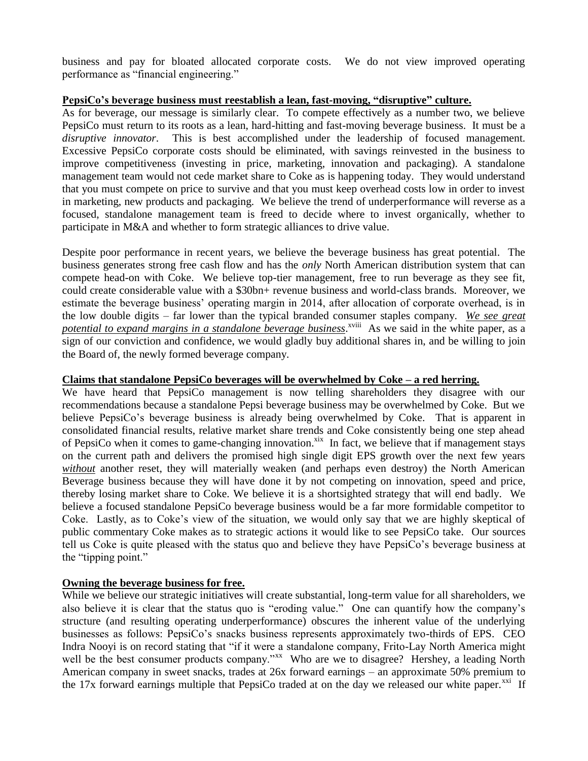business and pay for bloated allocated corporate costs. We do not view improved operating performance as "financial engineering."

**PepsiCo's beverage business must reestablish a lean, fast-moving, "disruptive" culture.**

As for beverage, our message is similarly clear. To compete effectively as a number two, we believe PepsiCo must return to its roots as a lean, hard-hitting and fast-moving beverage business. It must be a *disruptive innovator*. This is best accomplished under the leadership of focused management. Excessive PepsiCo corporate costs should be eliminated, with savings reinvested in the business to improve competitiveness (investing in price, marketing, innovation and packaging). A standalone management team would not cede market share to Coke as is happening today. They would understand that you must compete on price to survive and that you must keep overhead costs low in order to invest in marketing, new products and packaging. We believe the trend of underperformance will reverse as a focused, standalone management team is freed to decide where to invest organically, whether to participate in M&A and whether to form strategic alliances to drive value.

Despite poor performance in recent years, we believe the beverage business has great potential. The business generates strong free cash flow and has the *only* North American distribution system that can compete head-on with Coke. We believe top-tier management, free to run beverage as they see fit, could create considerable value with a $30bn+ revenue business and world-class brands. Moreover, we estimate the beverage business' operating margin in 2014, after allocation of corporate overhead, is in the low double digits – far lower than the typical branded consumer staples company. *We see great potential to expand margins in a standalone beverage business*.[xviii] As we said in the white paper, as a sign of our conviction and confidence, we would gladly buy additional shares in, and be willing to join the Board of, the newly formed beverage company.

**Claims that standalone PepsiCo beverages will be overwhelmed by Coke – a red herring.**

We have heard that PepsiCo management is now telling shareholders they disagree with our recommendations because a standalone Pepsi beverage business may be overwhelmed by Coke. But we believe PepsiCo's beverage business is already being overwhelmed by Coke. That is apparent in consolidated financial results, relative market share trends and Coke consistently being one step ahead of PepsiCo when it comes to game-changing innovation.[xix] In fact, we believe that if management stays on the current path and delivers the promised high single digit EPS growth over the next few years *without* another reset, they will materially weaken (and perhaps even destroy) the North American Beverage business because they will have done it by not competing on innovation, speed and price, thereby losing market share to Coke. We believe it is a shortsighted strategy that will end badly. We believe a focused standalone PepsiCo beverage business would be a far more formidable competitor to Coke. Lastly, as to Coke's view of the situation, we would only say that we are highly skeptical of public commentary Coke makes as to strategic actions it would like to see PepsiCo take. Our sources tell us Coke is quite pleased with the status quo and believe they have PepsiCo's beverage business at the "tipping point."

**Owning the beverage business for free.**

While we believe our strategic initiatives will create substantial, long-term value for all shareholders, we also believe it is clear that the status quo is "eroding value." One can quantify how the company's structure (and resulting operating underperformance) obscures the inherent value of the underlying businesses as follows: PepsiCo's snacks business represents approximately two-thirds of EPS. CEO Indra Nooyi is on record stating that "if it were a standalone company, Frito-Lay North America might well be the best consumer products company."[xx] Who are we to disagree? Hershey, a leading North American company in sweet snacks, trades at 26x forward earnings – an approximate 50% premium to the 17x forward earnings multiple that PepsiCo traded at on the day we released our white paper.[xxi] If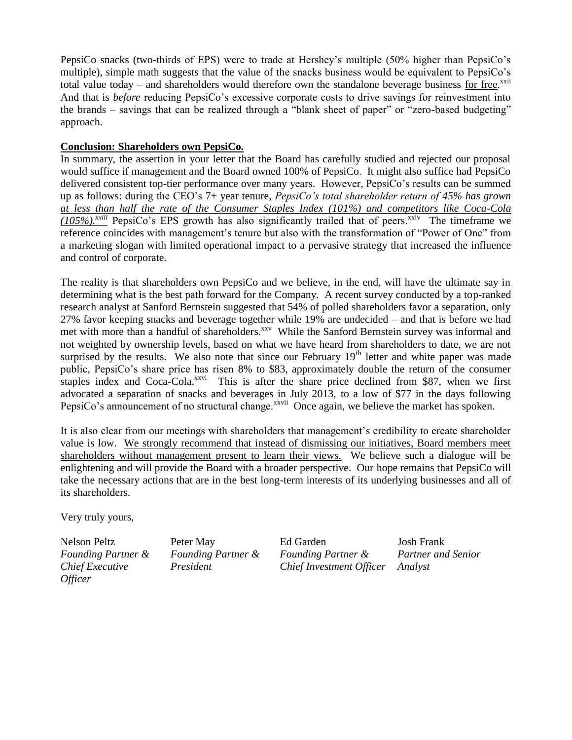PepsiCo snacks (two-thirds of EPS) were to trade at Hershey's multiple (50% higher than PepsiCo's multiple), simple math suggests that the value of the snacks business would be equivalent to PepsiCo's total value today – and shareholders would therefore own the standalone beverage business <u>for free</u>.[xxii] And that is *before* reducing PepsiCo's excessive corporate costs to drive savings for reinvestment into the brands – savings that can be realized through a "blank sheet of paper" or "zero-based budgeting" approach.

**<u>Conclusion: Shareholders own PepsiCo.</u>**

In summary, the assertion in your letter that the Board has carefully studied and rejected our proposal would suffice if management and the Board owned 100% of PepsiCo. It might also suffice had PepsiCo delivered consistent top-tier performance over many years. However, PepsiCo's results can be summed up as follows: during the CEO's 7+ year tenure, *<u>PepsiCo's total shareholder return of 45% has grown at less than half the rate of the Consumer Staples Index (101%) and competitors like Coca-Cola (105%).</u>*[xxiii] PepsiCo's EPS growth has also significantly trailed that of peers.[xxiv] The timeframe we reference coincides with management's tenure but also with the transformation of "Power of One" from a marketing slogan with limited operational impact to a pervasive strategy that increased the influence and control of corporate.

The reality is that shareholders own PepsiCo and we believe, in the end, will have the ultimate say in determining what is the best path forward for the Company. A recent survey conducted by a top-ranked research analyst at Sanford Bernstein suggested that 54% of polled shareholders favor a separation, only 27% favor keeping snacks and beverage together while 19% are undecided – and that is before we had met with more than a handful of shareholders.[xxv] While the Sanford Bernstein survey was informal and not weighted by ownership levels, based on what we have heard from shareholders to date, we are not surprised by the results. We also note that since our February 19th letter and white paper was made public, PepsiCo's share price has risen 8% to \$83, approximately double the return of the consumer staples index and Coca-Cola.[xxvi] This is after the share price declined from \$87, when we first advocated a separation of snacks and beverages in July 2013, to a low of \$77 in the days following PepsiCo's announcement of no structural change.[xxvii] Once again, we believe the market has spoken.

It is also clear from our meetings with shareholders that management's credibility to create shareholder value is low. <u>We strongly recommend that instead of dismissing our initiatives, Board members meet shareholders without management present to learn their views.</u> We believe such a dialogue will be enlightening and will provide the Board with a broader perspective. Our hope remains that PepsiCo will take the necessary actions that are in the best long-term interests of its underlying businesses and all of its shareholders.

Very truly yours,

| Nelson Peltz | Peter May | Ed Garden | Josh Frank |
|---|---|---|---|
| *Founding Partner & Chief Executive Officer* | *Founding Partner & President* | *Founding Partner & Chief Investment Officer* | *Partner and Senior Analyst* |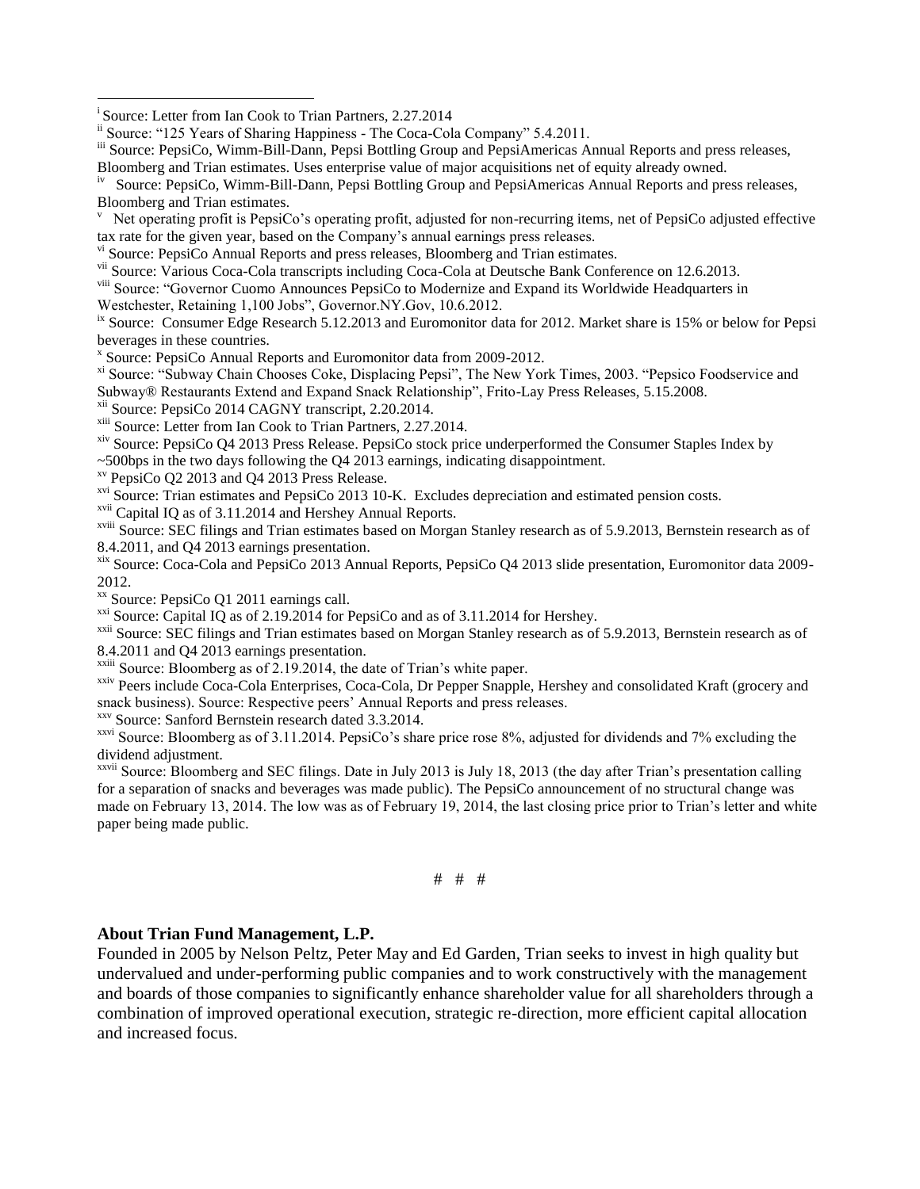[i] Source: Letter from Ian Cook to Trian Partners, 2.27.2014

[ii] Source: "125 Years of Sharing Happiness - The Coca-Cola Company" 5.4.2011.

[iii] Source: PepsiCo, Wimm-Bill-Dann, Pepsi Bottling Group and PepsiAmericas Annual Reports and press releases, Bloomberg and Trian estimates. Uses enterprise value of major acquisitions net of equity already owned.

[iv] Source: PepsiCo, Wimm-Bill-Dann, Pepsi Bottling Group and PepsiAmericas Annual Reports and press releases, Bloomberg and Trian estimates.

[v] Net operating profit is PepsiCo's operating profit, adjusted for non-recurring items, net of PepsiCo adjusted effective tax rate for the given year, based on the Company's annual earnings press releases.

[vi] Source: PepsiCo Annual Reports and press releases, Bloomberg and Trian estimates.

[vii] Source: Various Coca-Cola transcripts including Coca-Cola at Deutsche Bank Conference on 12.6.2013.

[viii] Source: "Governor Cuomo Announces PepsiCo to Modernize and Expand its Worldwide Headquarters in Westchester, Retaining 1,100 Jobs", Governor.NY.Gov, 10.6.2012.

[ix] Source: Consumer Edge Research 5.12.2013 and Euromonitor data for 2012. Market share is 15% or below for Pepsi beverages in these countries.

[x] Source: PepsiCo Annual Reports and Euromonitor data from 2009-2012.

[xi] Source: "Subway Chain Chooses Coke, Displacing Pepsi", The New York Times, 2003. "Pepsico Foodservice and Subway® Restaurants Extend and Expand Snack Relationship", Frito-Lay Press Releases, 5.15.2008.

[xii] Source: PepsiCo 2014 CAGNY transcript, 2.20.2014.

[xiii] Source: Letter from Ian Cook to Trian Partners, 2.27.2014.

[xiv] Source: PepsiCo Q4 2013 Press Release. PepsiCo stock price underperformed the Consumer Staples Index by ~500bps in the two days following the Q4 2013 earnings, indicating disappointment.

[xv] PepsiCo Q2 2013 and Q4 2013 Press Release.

[xvi] Source: Trian estimates and PepsiCo 2013 10-K. Excludes depreciation and estimated pension costs.

[xvii] Capital IQ as of 3.11.2014 and Hershey Annual Reports.

[xviii] Source: SEC filings and Trian estimates based on Morgan Stanley research as of 5.9.2013, Bernstein research as of 8.4.2011, and Q4 2013 earnings presentation.

[xix] Source: Coca-Cola and PepsiCo 2013 Annual Reports, PepsiCo Q4 2013 slide presentation, Euromonitor data 2009-2012.

[xx] Source: PepsiCo Q1 2011 earnings call.

[xxi] Source: Capital IQ as of 2.19.2014 for PepsiCo and as of 3.11.2014 for Hershey.

[xxii] Source: SEC filings and Trian estimates based on Morgan Stanley research as of 5.9.2013, Bernstein research as of 8.4.2011 and Q4 2013 earnings presentation.

[xxiii] Source: Bloomberg as of 2.19.2014, the date of Trian's white paper.

[xxiv] Peers include Coca-Cola Enterprises, Coca-Cola, Dr Pepper Snapple, Hershey and consolidated Kraft (grocery and snack business). Source: Respective peers' Annual Reports and press releases.

[xxv] Source: Sanford Bernstein research dated 3.3.2014.

[xxvi] Source: Bloomberg as of 3.11.2014. PepsiCo's share price rose 8%, adjusted for dividends and 7% excluding the dividend adjustment.

[xxvii] Source: Bloomberg and SEC filings. Date in July 2013 is July 18, 2013 (the day after Trian's presentation calling for a separation of snacks and beverages was made public). The PepsiCo announcement of no structural change was made on February 13, 2014. The low was as of February 19, 2014, the last closing price prior to Trian's letter and white paper being made public.

# # #

**About Trian Fund Management, L.P.**

Founded in 2005 by Nelson Peltz, Peter May and Ed Garden, Trian seeks to invest in high quality but undervalued and under-performing public companies and to work constructively with the management and boards of those companies to significantly enhance shareholder value for all shareholders through a combination of improved operational execution, strategic re-direction, more efficient capital allocation and increased focus.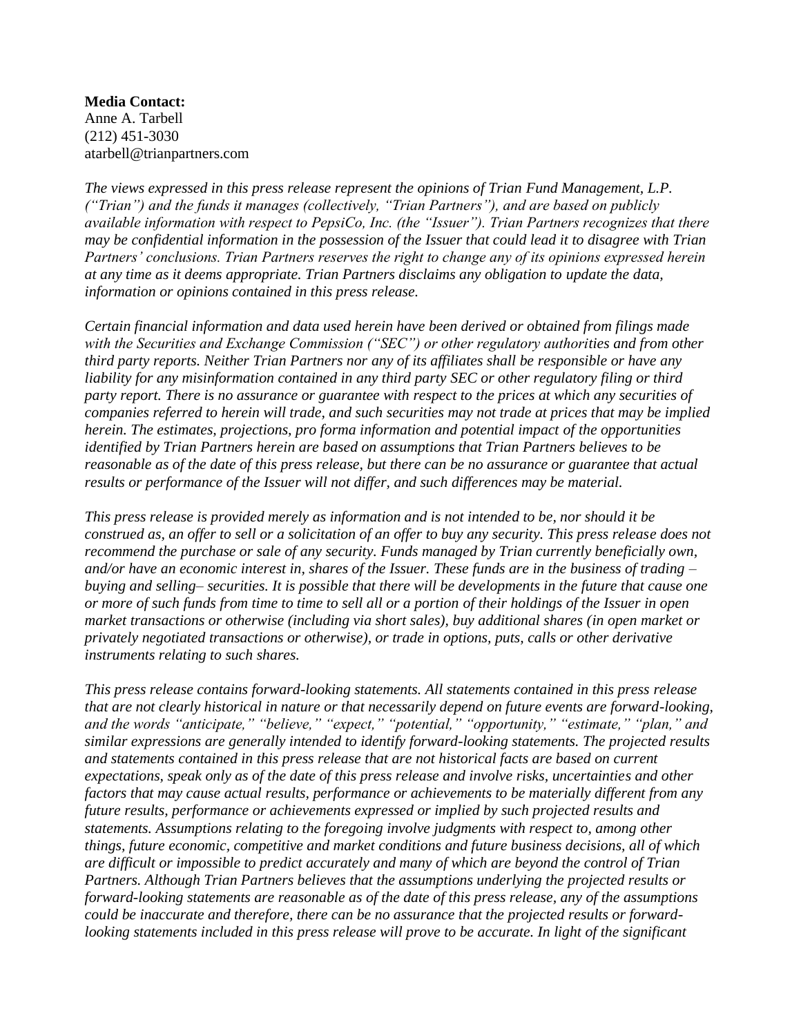**Media Contact:**
Anne A. Tarbell
(212) 451-3030
atarbell@trianpartners.com

*The views expressed in this press release represent the opinions of Trian Fund Management, L.P. ("Trian") and the funds it manages (collectively, "Trian Partners"), and are based on publicly available information with respect to PepsiCo, Inc. (the "Issuer"). Trian Partners recognizes that there may be confidential information in the possession of the Issuer that could lead it to disagree with Trian Partners' conclusions. Trian Partners reserves the right to change any of its opinions expressed herein at any time as it deems appropriate. Trian Partners disclaims any obligation to update the data, information or opinions contained in this press release.*

*Certain financial information and data used herein have been derived or obtained from filings made with the Securities and Exchange Commission ("SEC") or other regulatory authorities and from other third party reports. Neither Trian Partners nor any of its affiliates shall be responsible or have any liability for any misinformation contained in any third party SEC or other regulatory filing or third party report. There is no assurance or guarantee with respect to the prices at which any securities of companies referred to herein will trade, and such securities may not trade at prices that may be implied herein. The estimates, projections, pro forma information and potential impact of the opportunities identified by Trian Partners herein are based on assumptions that Trian Partners believes to be reasonable as of the date of this press release, but there can be no assurance or guarantee that actual results or performance of the Issuer will not differ, and such differences may be material.*

*This press release is provided merely as information and is not intended to be, nor should it be construed as, an offer to sell or a solicitation of an offer to buy any security. This press release does not recommend the purchase or sale of any security. Funds managed by Trian currently beneficially own, and/or have an economic interest in, shares of the Issuer. These funds are in the business of trading – buying and selling– securities. It is possible that there will be developments in the future that cause one or more of such funds from time to time to sell all or a portion of their holdings of the Issuer in open market transactions or otherwise (including via short sales), buy additional shares (in open market or privately negotiated transactions or otherwise), or trade in options, puts, calls or other derivative instruments relating to such shares.*

*This press release contains forward-looking statements. All statements contained in this press release that are not clearly historical in nature or that necessarily depend on future events are forward-looking, and the words "anticipate," "believe," "expect," "potential," "opportunity," "estimate," "plan," and similar expressions are generally intended to identify forward-looking statements. The projected results and statements contained in this press release that are not historical facts are based on current expectations, speak only as of the date of this press release and involve risks, uncertainties and other factors that may cause actual results, performance or achievements to be materially different from any future results, performance or achievements expressed or implied by such projected results and statements. Assumptions relating to the foregoing involve judgments with respect to, among other things, future economic, competitive and market conditions and future business decisions, all of which are difficult or impossible to predict accurately and many of which are beyond the control of Trian Partners. Although Trian Partners believes that the assumptions underlying the projected results or forward-looking statements are reasonable as of the date of this press release, any of the assumptions could be inaccurate and therefore, there can be no assurance that the projected results or forward-looking statements included in this press release will prove to be accurate. In light of the significant*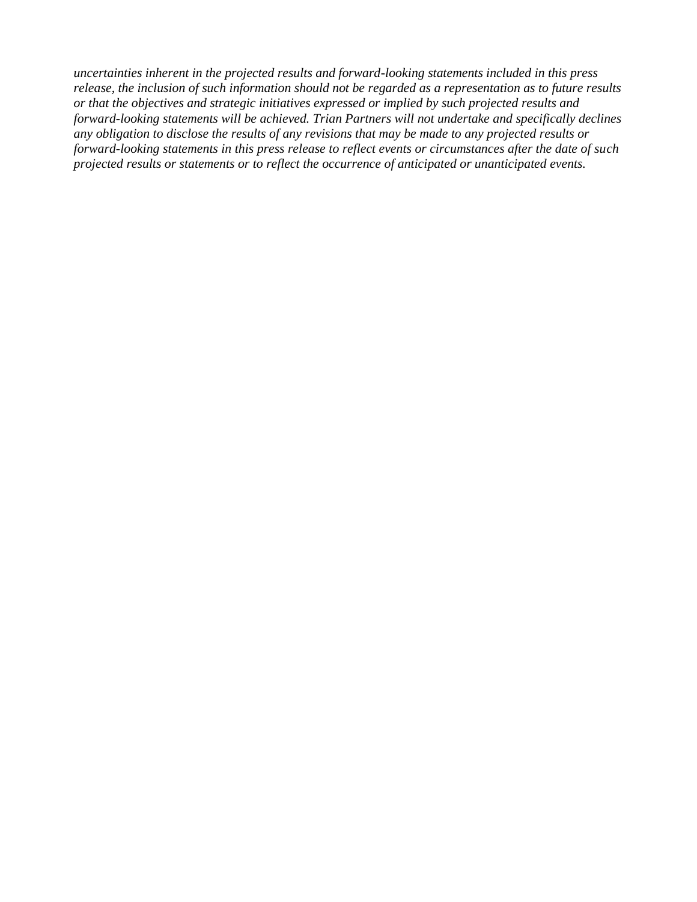*uncertainties inherent in the projected results and forward-looking statements included in this press release, the inclusion of such information should not be regarded as a representation as to future results or that the objectives and strategic initiatives expressed or implied by such projected results and forward-looking statements will be achieved. Trian Partners will not undertake and specifically declines any obligation to disclose the results of any revisions that may be made to any projected results or forward-looking statements in this press release to reflect events or circumstances after the date of such projected results or statements or to reflect the occurrence of anticipated or unanticipated events.*